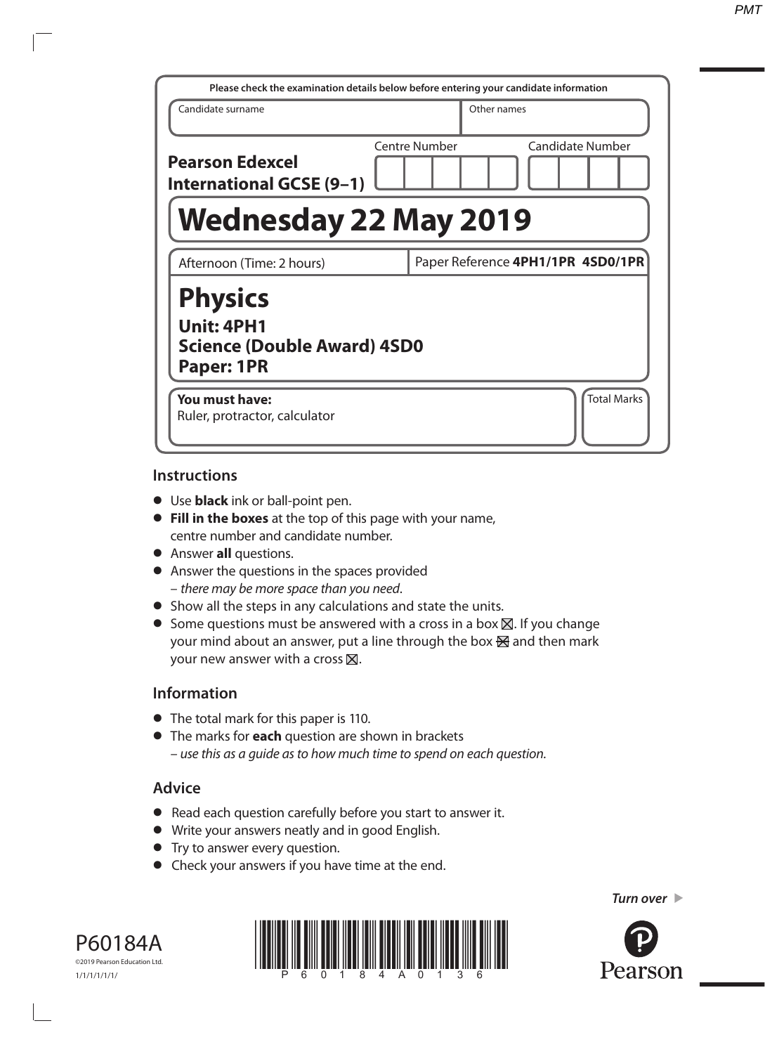Please check the examination details below before entering your candidate information

| Candidate surname | Other names |
| --- | --- |
| | |

**Pearson Edexcel International GCSE (9–1)**

Centre Number

Candidate Number

# Wednesday 22 May 2019

Afternoon (Time: 2 hours)

Paper Reference **4PH1/1PR 4SD0/1PR**

# Physics

**Unit: 4PH1**
**Science (Double Award) 4SD0**
**Paper: 1PR**

**You must have:**
Ruler, protractor, calculator

Total Marks

## Instructions

- Use **black** ink or ball-point pen.
- **Fill in the boxes** at the top of this page with your name, centre number and candidate number.
- Answer **all** questions.
- Answer the questions in the spaces provided – *there may be more space than you need*.
- Show all the steps in any calculations and state the units.
- Some questions must be answered with a cross in a box ☒. If you change your mind about an answer, put a line through the box ☒ and then mark your new answer with a cross ☒.

## Information

- The total mark for this paper is 110.
- The marks for **each** question are shown in brackets – *use this as a guide as to how much time to spend on each question.*

## Advice

- Read each question carefully before you start to answer it.
- Write your answers neatly and in good English.
- Try to answer every question.
- Check your answers if you have time at the end.

*Turn over*

P60184A
©2019 Pearson Education Ltd.
1/1/1/1/1/1/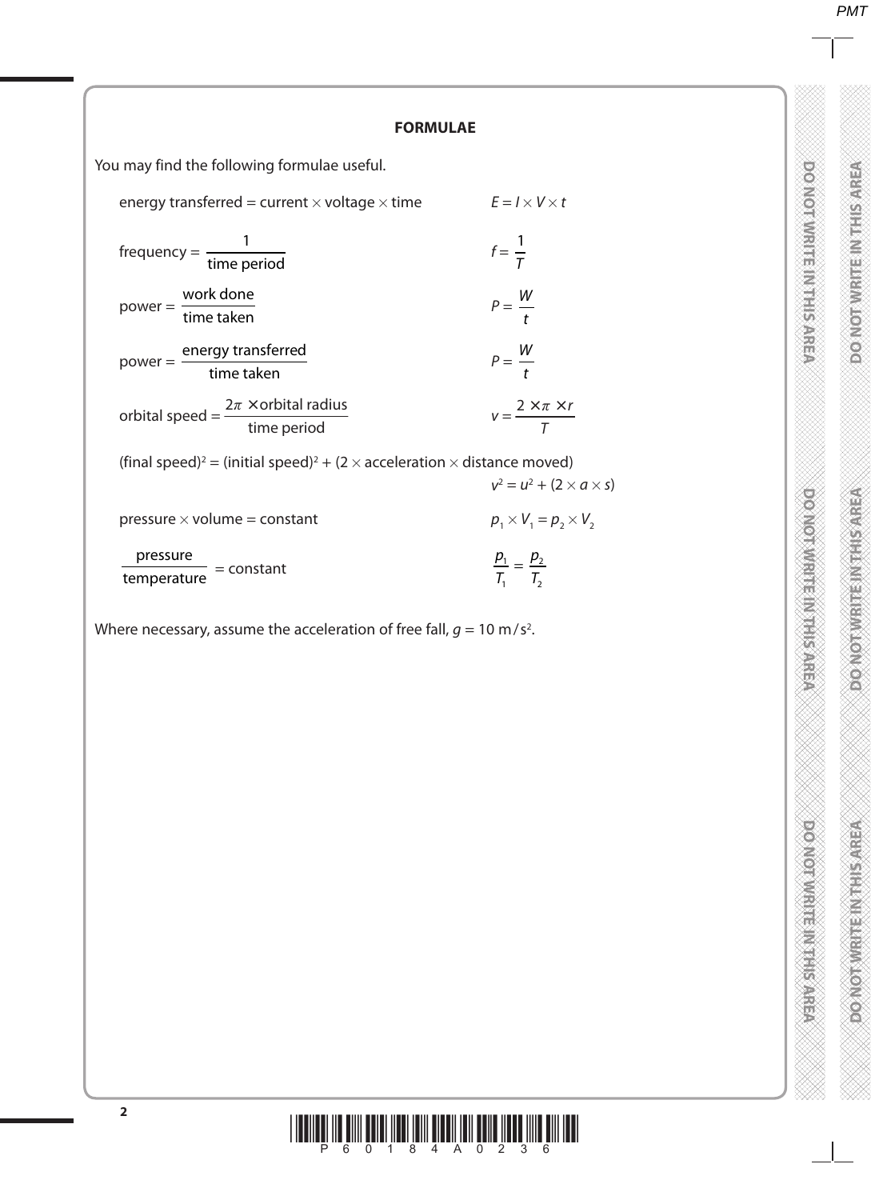## FORMULAE

You may find the following formulae useful.

| | |
|---|---|
| energy transferred = current × voltage × time | $E = I \times V \times t$ |
| frequency = $\dfrac{1}{\text{time period}}$ | $f = \dfrac{1}{T}$ |
| power = $\dfrac{\text{work done}}{\text{time taken}}$ | $P = \dfrac{W}{t}$ |
| power = $\dfrac{\text{energy transferred}}{\text{time taken}}$ | $P = \dfrac{W}{t}$ |
| orbital speed = $\dfrac{2\pi \times \text{orbital radius}}{\text{time period}}$ | $v = \dfrac{2 \times \pi \times r}{T}$ |
| (final speed)$^2$ = (initial speed)$^2$ + (2 × acceleration × distance moved) | $v^2 = u^2 + (2 \times a \times s)$ |
| pressure × volume = constant | $p_1 \times V_1 = p_2 \times V_2$ |
| $\dfrac{\text{pressure}}{\text{temperature}}$ = constant | $\dfrac{p_1}{T_1} = \dfrac{p_2}{T_2}$ |

Where necessary, assume the acceleration of free fall, $g = 10\ \text{m/s}^2$.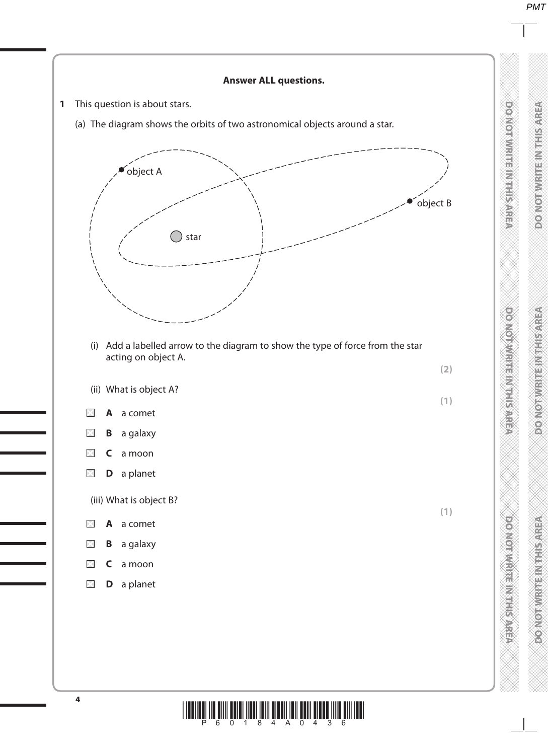**Answer ALL questions.**

**1** This question is about stars.

(a) The diagram shows the orbits of two astronomical objects around a star.

object A

object B

star

(i) Add a labelled arrow to the diagram to show the type of force from the star acting on object A.

**(2)**

(ii) What is object A?

**(1)**

- **A** a comet
- **B** a galaxy
- **C** a moon
- **D** a planet

(iii) What is object B?

**(1)**

- **A** a comet
- **B** a galaxy
- **C** a moon
- **D** a planet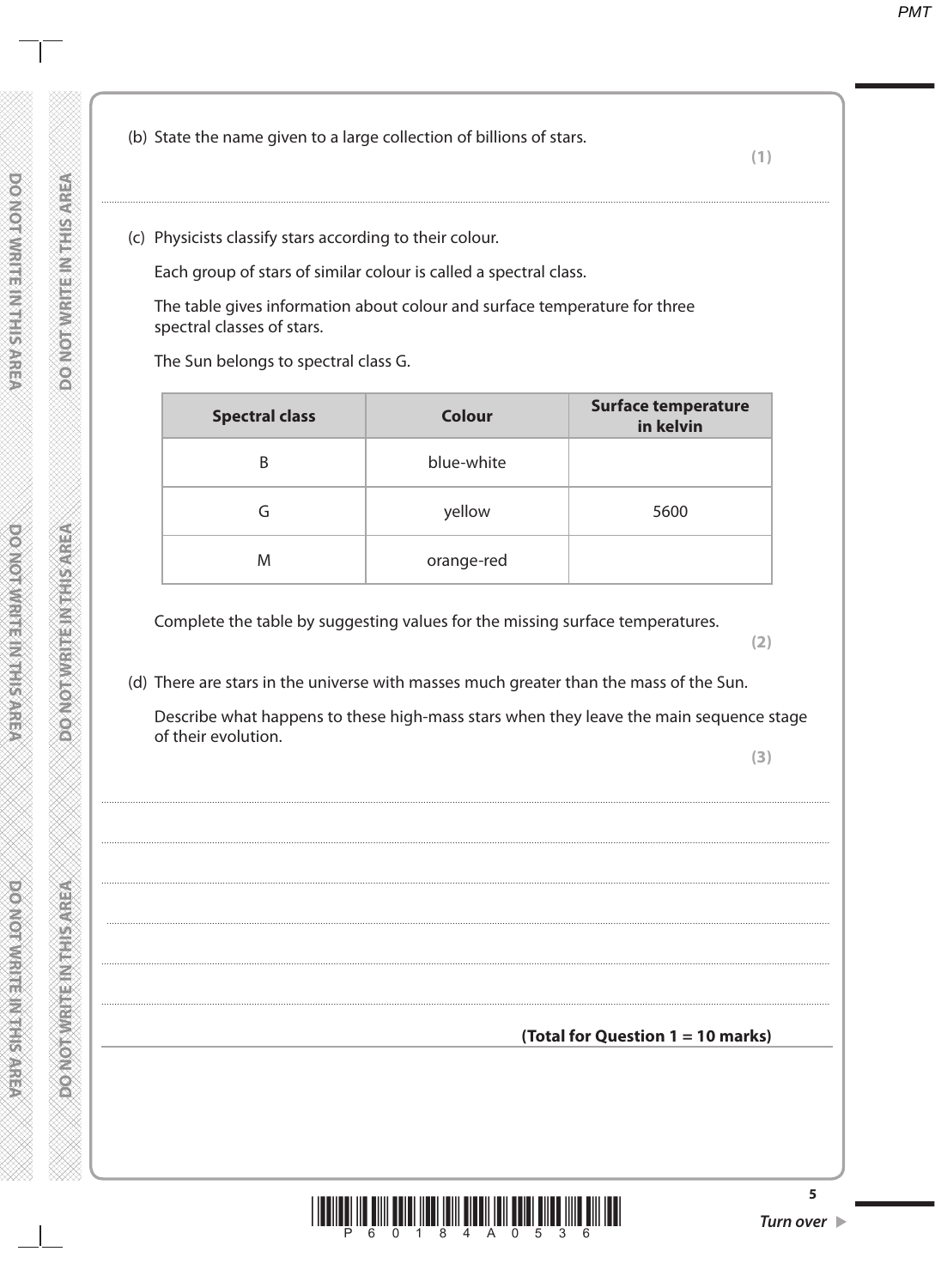(b) State the name given to a large collection of billions of stars.

**(1)**

..............................................................................................................................................

(c) Physicists classify stars according to their colour.

Each group of stars of similar colour is called a spectral class.

The table gives information about colour and surface temperature for three spectral classes of stars.

The Sun belongs to spectral class G.

| Spectral class | Colour | Surface temperature in kelvin |
|---|---|---|
| B | blue-white | |
| G | yellow | 5600 |
| M | orange-red | |

Complete the table by suggesting values for the missing surface temperatures.

**(2)**

(d) There are stars in the universe with masses much greater than the mass of the Sun.

Describe what happens to these high-mass stars when they leave the main sequence stage of their evolution.

**(3)**

..............................................................................................................................................

..............................................................................................................................................

..............................................................................................................................................

..............................................................................................................................................

..............................................................................................................................................

..............................................................................................................................................

**(Total for Question 1 = 10 marks)**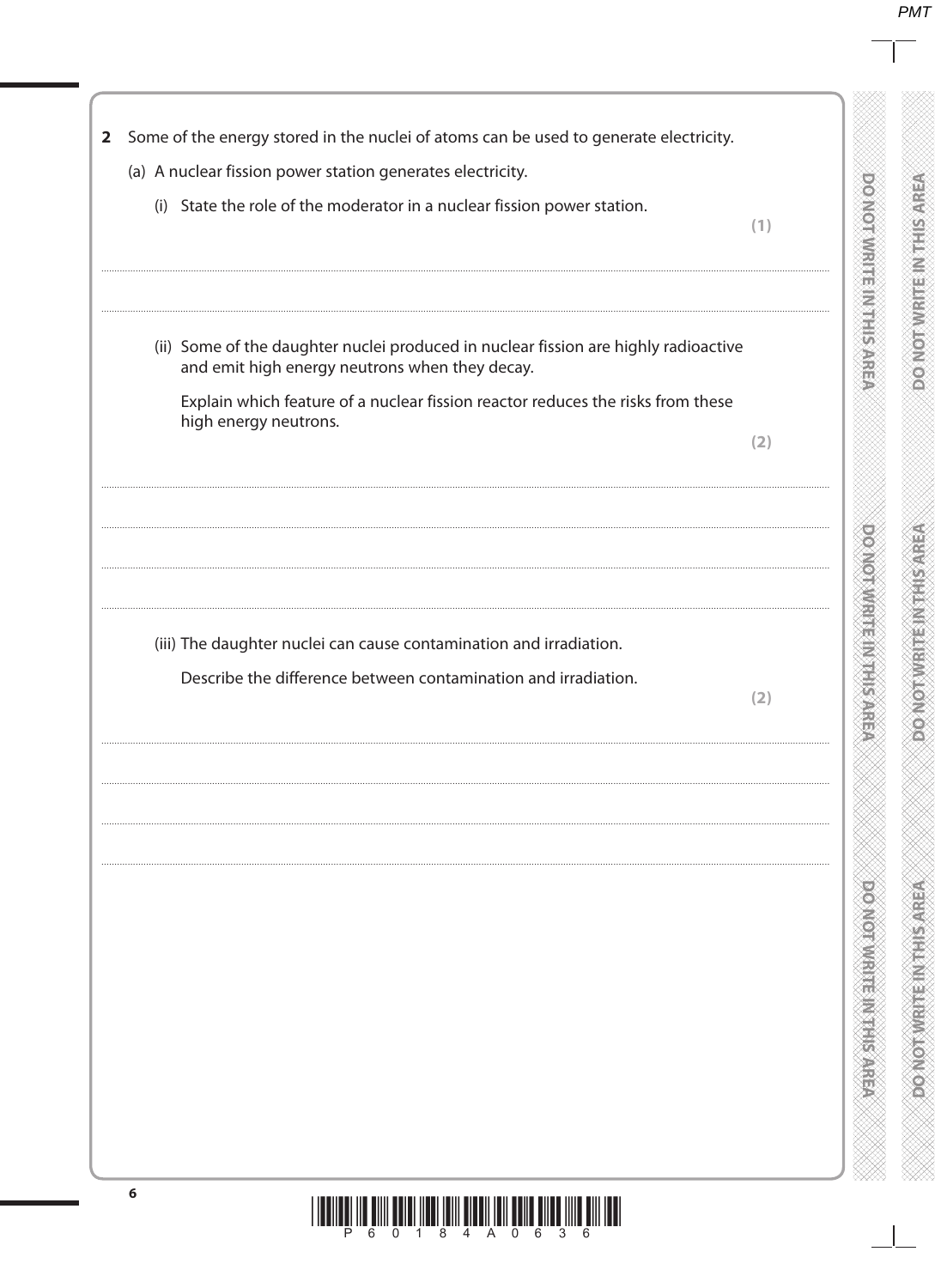**2** Some of the energy stored in the nuclei of atoms can be used to generate electricity.

(a) A nuclear fission power station generates electricity.

(i) State the role of the moderator in a nuclear fission power station.

**(1)**

..............................................................................................................................................

..............................................................................................................................................

(ii) Some of the daughter nuclei produced in nuclear fission are highly radioactive and emit high energy neutrons when they decay.

Explain which feature of a nuclear fission reactor reduces the risks from these high energy neutrons.

**(2)**

..............................................................................................................................................

..............................................................................................................................................

..............................................................................................................................................

..............................................................................................................................................

(iii) The daughter nuclei can cause contamination and irradiation.

Describe the difference between contamination and irradiation.

**(2)**

..............................................................................................................................................

..............................................................................................................................................

..............................................................................................................................................

..............................................................................................................................................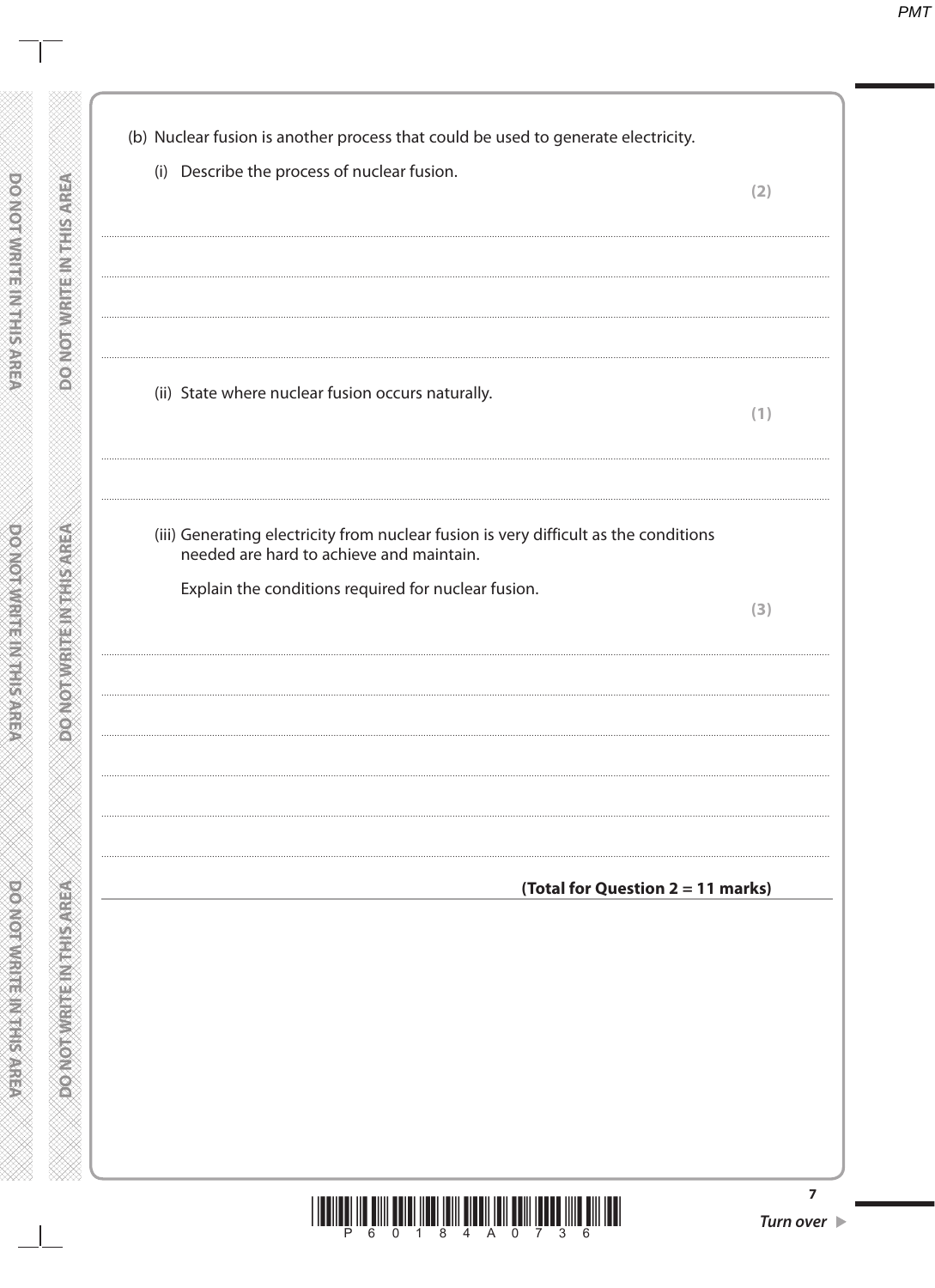(b) Nuclear fusion is another process that could be used to generate electricity.

(i) Describe the process of nuclear fusion.

**(2)**

..............................................................................................................................................

..............................................................................................................................................

..............................................................................................................................................

(ii) State where nuclear fusion occurs naturally.

**(1)**

..............................................................................................................................................

(iii) Generating electricity from nuclear fusion is very difficult as the conditions needed are hard to achieve and maintain.

Explain the conditions required for nuclear fusion.

**(3)**

..............................................................................................................................................

..............................................................................................................................................

..............................................................................................................................................

..............................................................................................................................................

..............................................................................................................................................

**(Total for Question 2 = 11 marks)**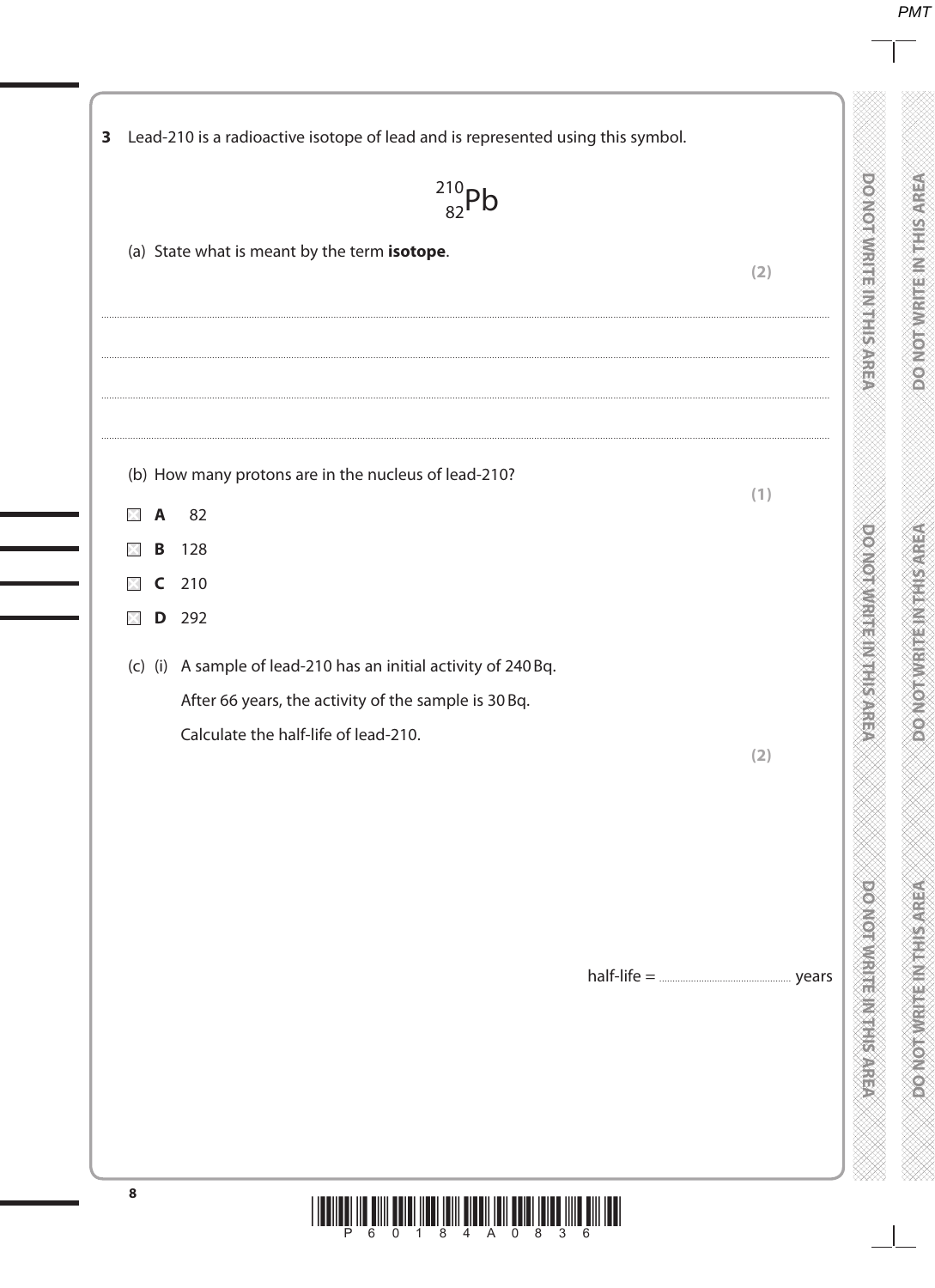**3** Lead-210 is a radioactive isotope of lead and is represented using this symbol.

$$^{210}_{82}\text{Pb}$$

(a) State what is meant by the term **isotope**.

**(2)**

........................................................................................................................................................................................................

........................................................................................................................................................................................................

........................................................................................................................................................................................................

........................................................................................................................................................................................................

(b) How many protons are in the nucleus of lead-210?

**(1)**

- ☒ **A** 82
- ☒ **B** 128
- ☒ **C** 210
- ☒ **D** 292

(c) (i) A sample of lead-210 has an initial activity of 240 Bq.

After 66 years, the activity of the sample is 30 Bq.

Calculate the half-life of lead-210.

**(2)**

half-life = .................................................. years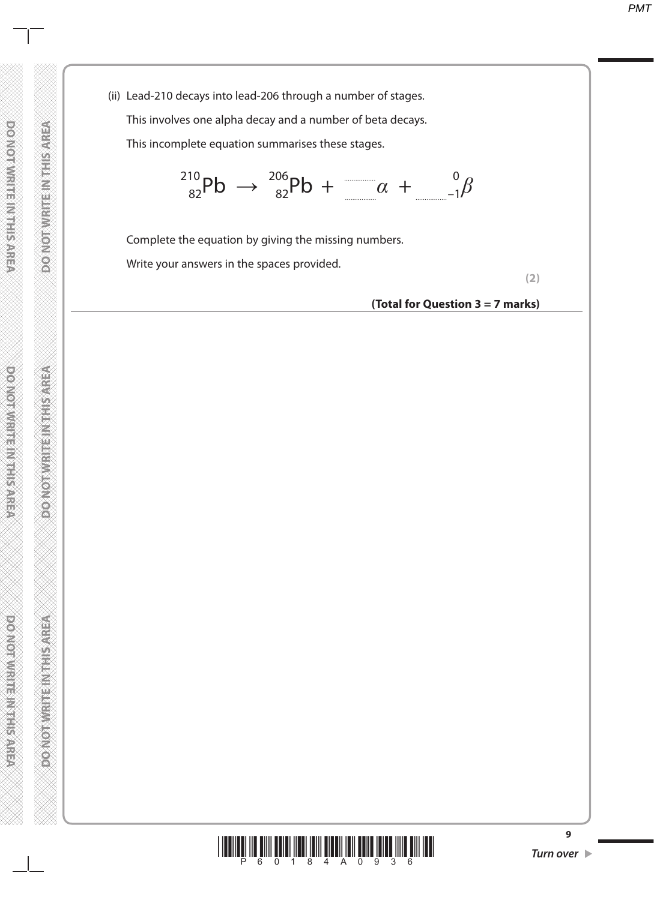(ii) Lead-210 decays into lead-206 through a number of stages.

This involves one alpha decay and a number of beta decays.

This incomplete equation summarises these stages.

$$^{210}_{82}\text{Pb} \rightarrow {}^{206}_{82}\text{Pb} + \ldots\ldots\ \alpha + \ldots\ldots\ {}^{0}_{-1}\beta$$

Complete the equation by giving the missing numbers.

Write your answers in the spaces provided.

**(2)**

**(Total for Question 3 = 7 marks)**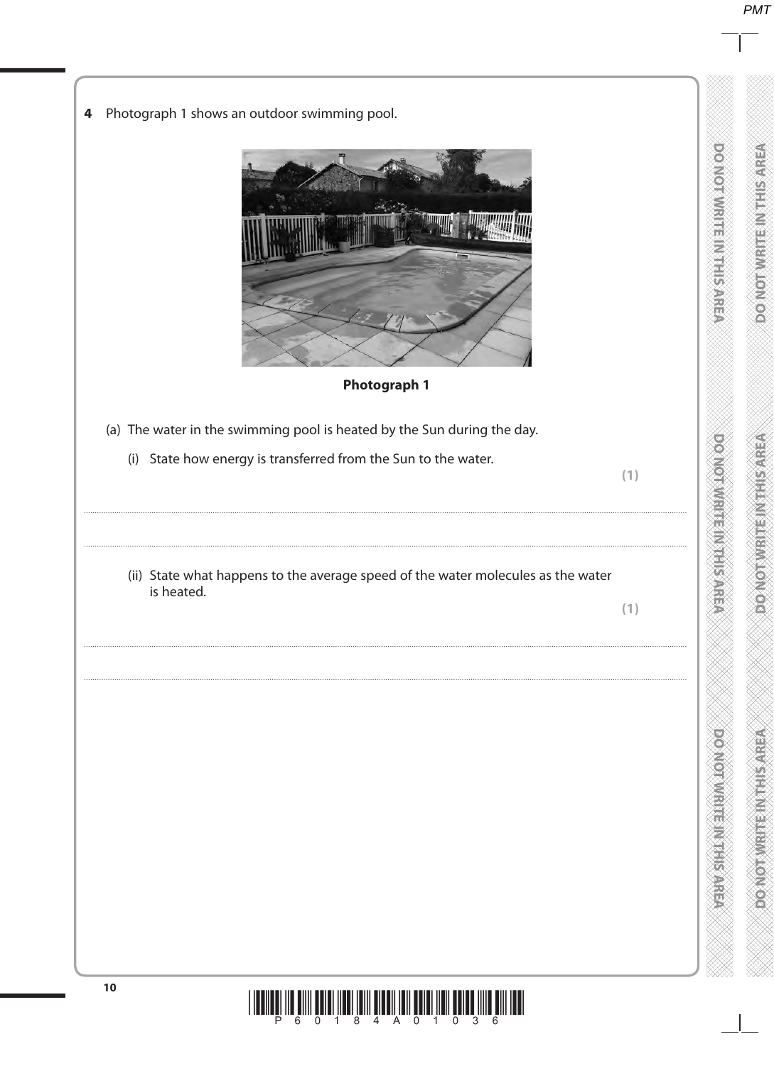**4** Photograph 1 shows an outdoor swimming pool.

**Photograph 1**

(a) The water in the swimming pool is heated by the Sun during the day.

(i) State how energy is transferred from the Sun to the water.

**(1)**

..............................................................................................................................................

..............................................................................................................................................

(ii) State what happens to the average speed of the water molecules as the water is heated.

**(1)**

..............................................................................................................................................

..............................................................................................................................................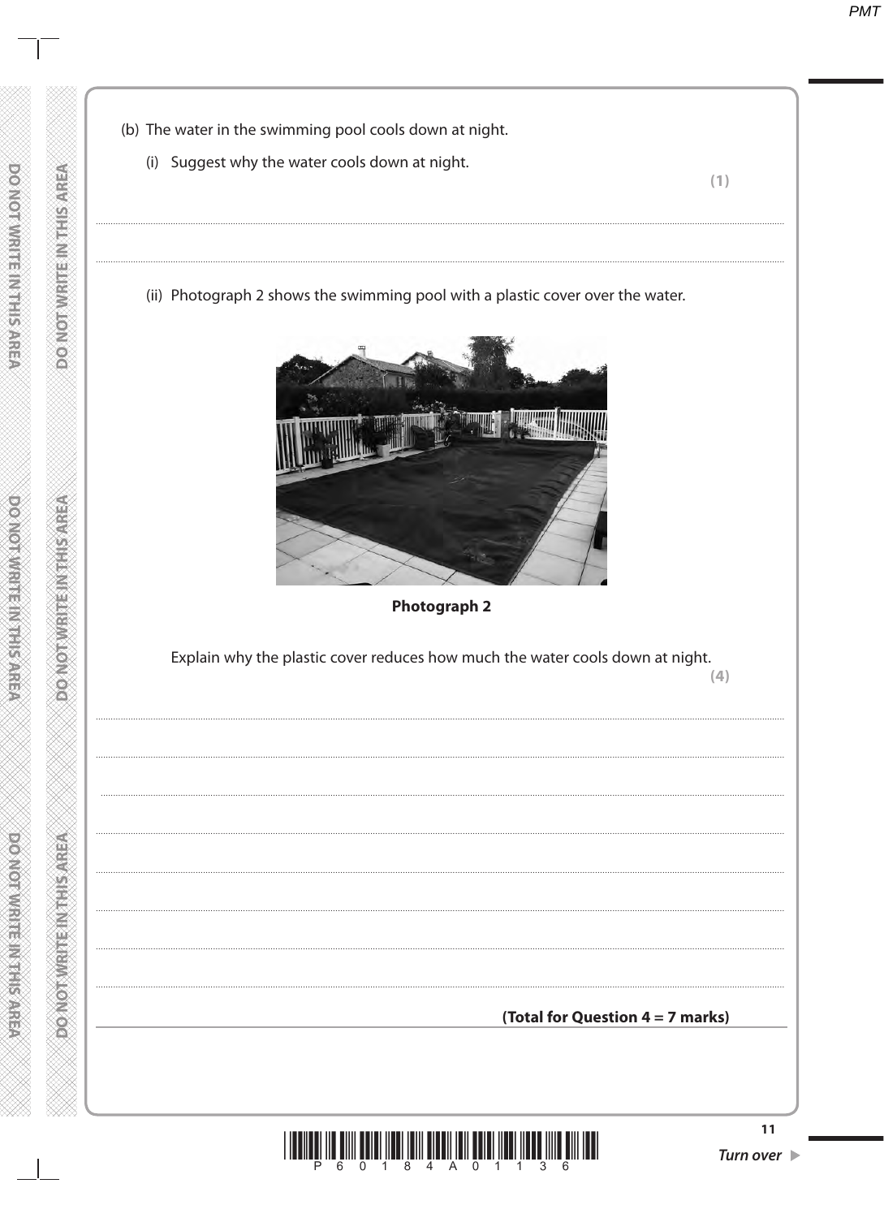(b) The water in the swimming pool cools down at night.

(i) Suggest why the water cools down at night.

**(1)**

........................................................................................................................................................................................................

........................................................................................................................................................................................................

(ii) Photograph 2 shows the swimming pool with a plastic cover over the water.

**Photograph 2**

Explain why the plastic cover reduces how much the water cools down at night.

**(4)**

........................................................................................................................................................................................................

........................................................................................................................................................................................................

........................................................................................................................................................................................................

........................................................................................................................................................................................................

........................................................................................................................................................................................................

........................................................................................................................................................................................................

........................................................................................................................................................................................................

........................................................................................................................................................................................................

**(Total for Question 4 = 7 marks)**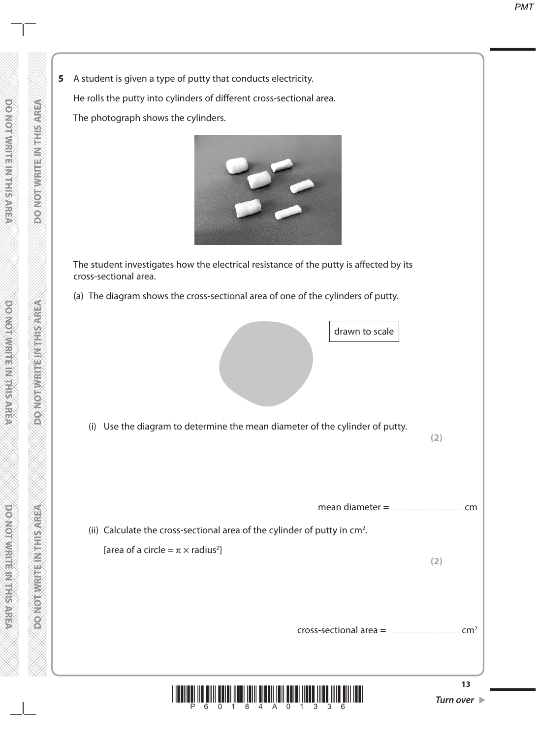**5** A student is given a type of putty that conducts electricity.

He rolls the putty into cylinders of different cross-sectional area.

The photograph shows the cylinders.

The student investigates how the electrical resistance of the putty is affected by its cross-sectional area.

(a) The diagram shows the cross-sectional area of one of the cylinders of putty.

drawn to scale

(i) Use the diagram to determine the mean diameter of the cylinder of putty. **(2)**

mean diameter = .............................................. cm

(ii) Calculate the cross-sectional area of the cylinder of putty in $cm^2$.

[area of a circle = $\pi \times$ radius$^2$] **(2)**

cross-sectional area = .............................................. $cm^2$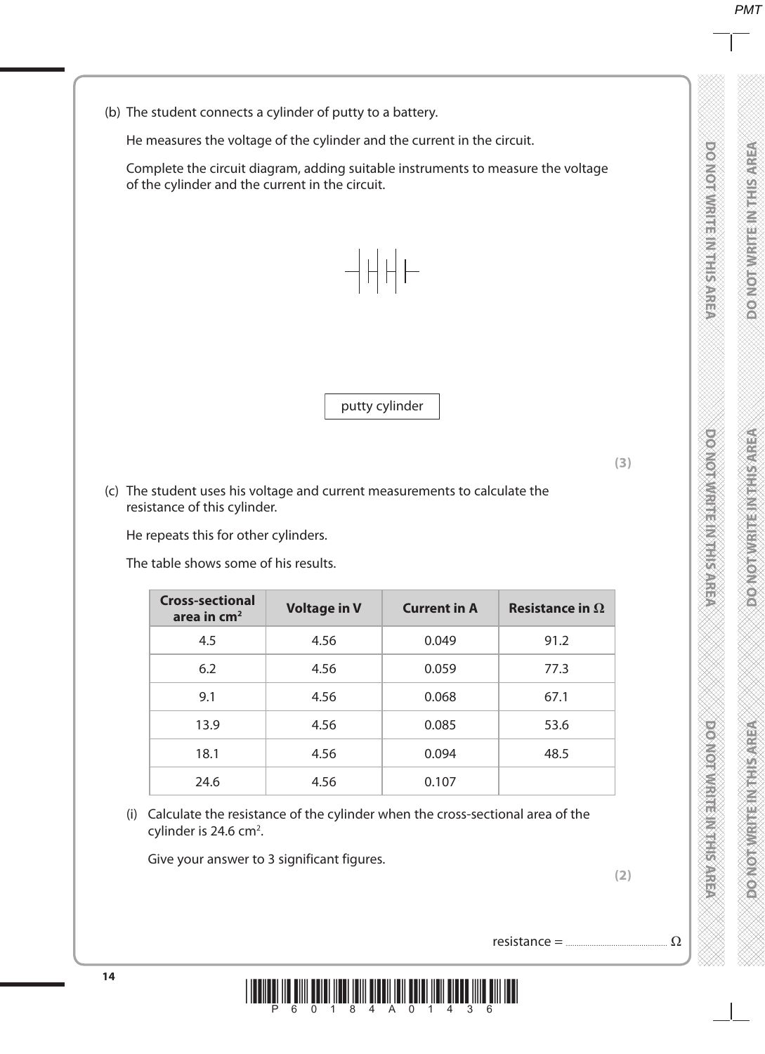(b) The student connects a cylinder of putty to a battery.

He measures the voltage of the cylinder and the current in the circuit.

Complete the circuit diagram, adding suitable instruments to measure the voltage of the cylinder and the current in the circuit.

putty cylinder

**(3)**

(c) The student uses his voltage and current measurements to calculate the resistance of this cylinder.

He repeats this for other cylinders.

The table shows some of his results.

| Cross-sectional area in cm² | Voltage in V | Current in A | Resistance in Ω |
|---|---|---|---|
| 4.5 | 4.56 | 0.049 | 91.2 |
| 6.2 | 4.56 | 0.059 | 77.3 |
| 9.1 | 4.56 | 0.068 | 67.1 |
| 13.9 | 4.56 | 0.085 | 53.6 |
| 18.1 | 4.56 | 0.094 | 48.5 |
| 24.6 | 4.56 | 0.107 | |

(i) Calculate the resistance of the cylinder when the cross-sectional area of the cylinder is 24.6 cm².

Give your answer to 3 significant figures.

**(2)**

resistance = .............................................. Ω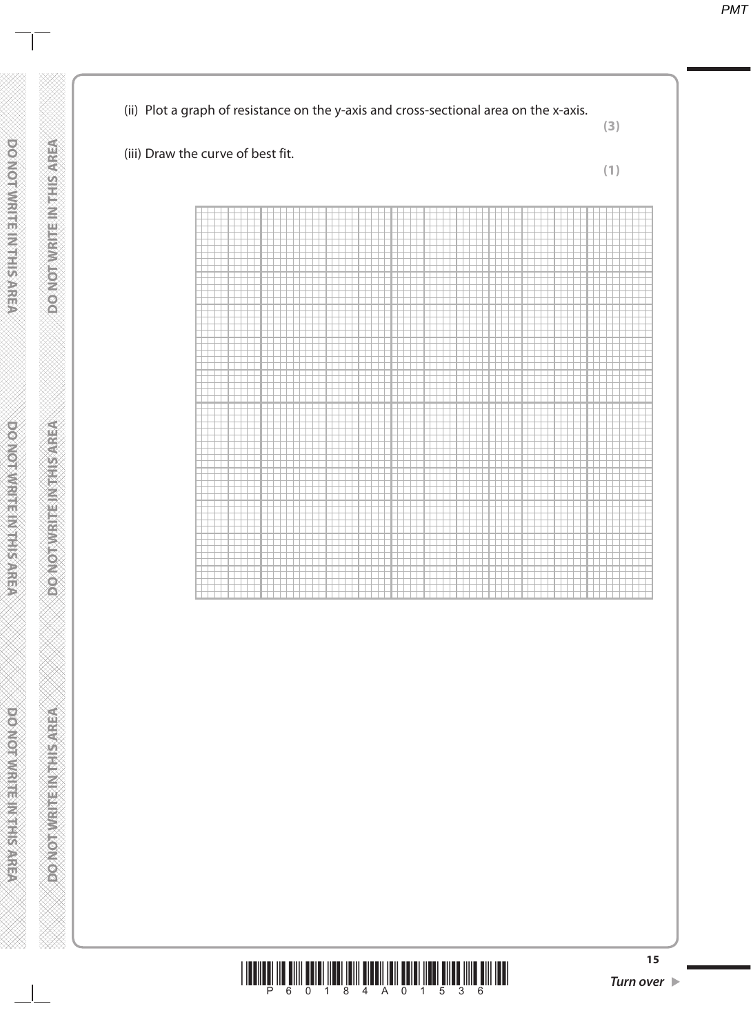(ii) Plot a graph of resistance on the y-axis and cross-sectional area on the x-axis.

**(3)**

(iii) Draw the curve of best fit.

**(1)**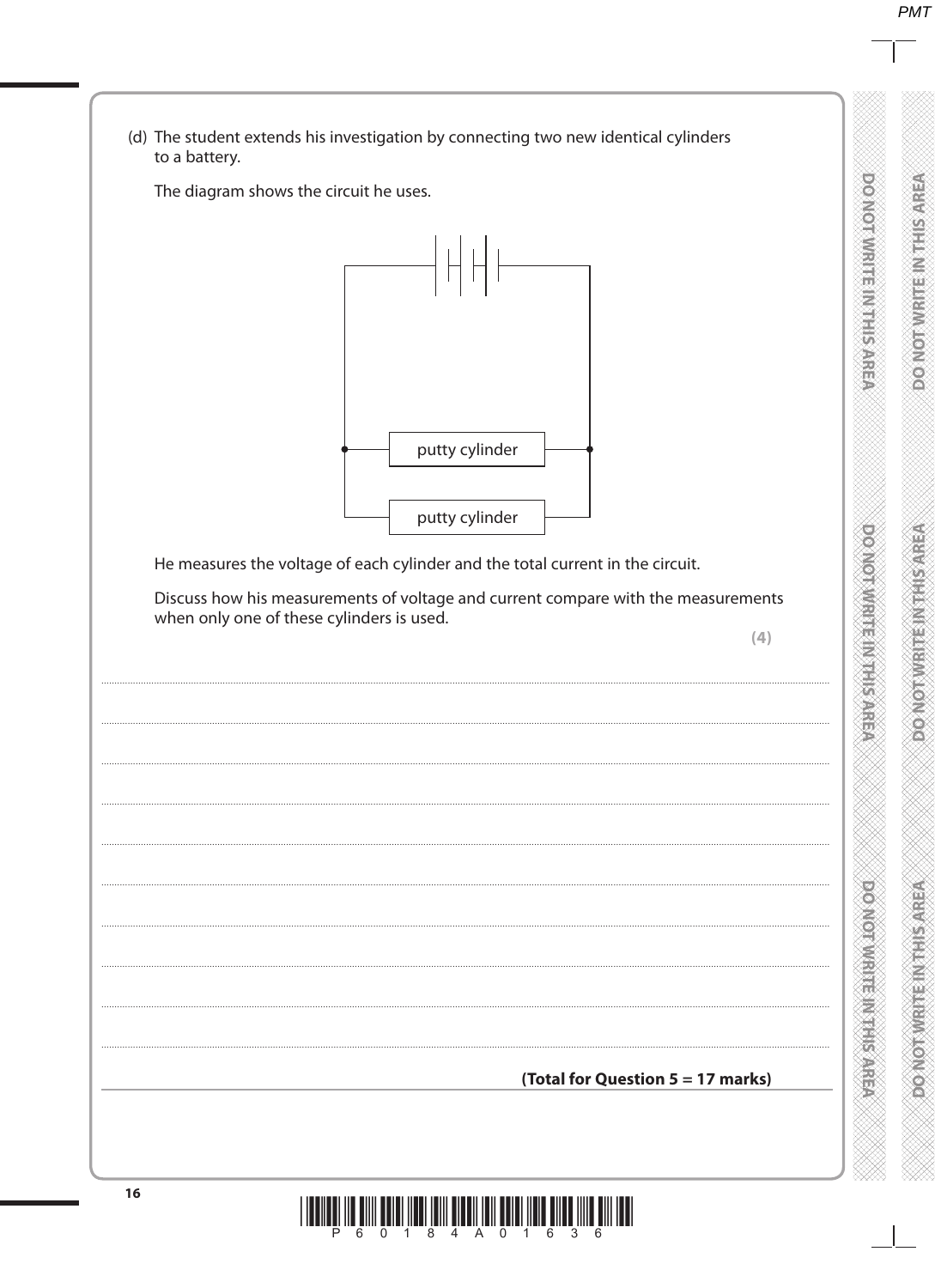(d) The student extends his investigation by connecting two new identical cylinders to a battery.

The diagram shows the circuit he uses.

He measures the voltage of each cylinder and the total current in the circuit.

Discuss how his measurements of voltage and current compare with the measurements when only one of these cylinders is used.

**(4)**

..................................................................................................................................................

..................................................................................................................................................

..................................................................................................................................................

..................................................................................................................................................

..................................................................................................................................................

..................................................................................................................................................

..................................................................................................................................................

..................................................................................................................................................

..................................................................................................................................................

**(Total for Question 5 = 17 marks)**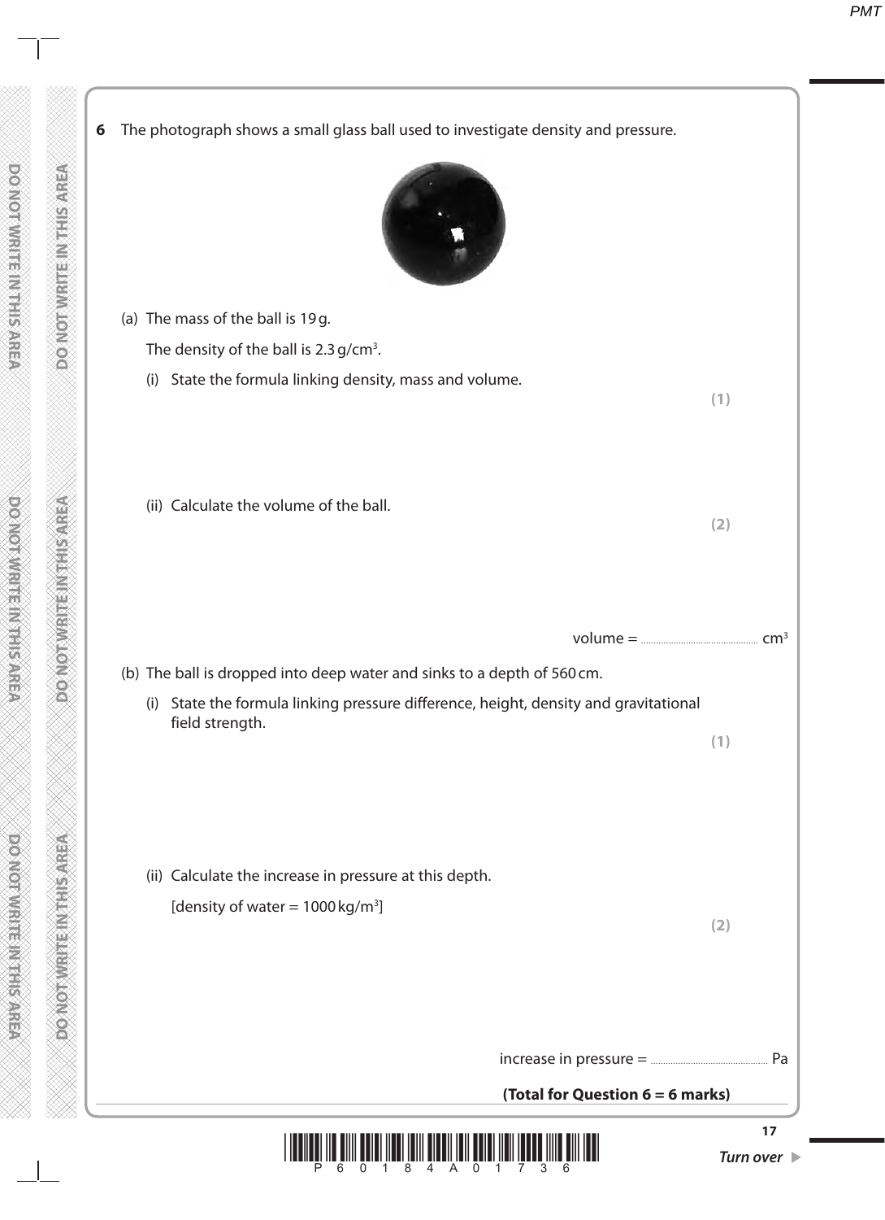**6** The photograph shows a small glass ball used to investigate density and pressure.

(a) The mass of the ball is 19 g.

The density of the ball is 2.3 g/cm$^3$.

(i) State the formula linking density, mass and volume.

**(1)**

(ii) Calculate the volume of the ball.

**(2)**

volume = .............................................. cm$^3$

(b) The ball is dropped into deep water and sinks to a depth of 560 cm.

(i) State the formula linking pressure difference, height, density and gravitational field strength.

**(1)**

(ii) Calculate the increase in pressure at this depth.

[density of water = 1000 kg/m$^3$]

**(2)**

increase in pressure = .............................................. Pa

**(Total for Question 6 = 6 marks)**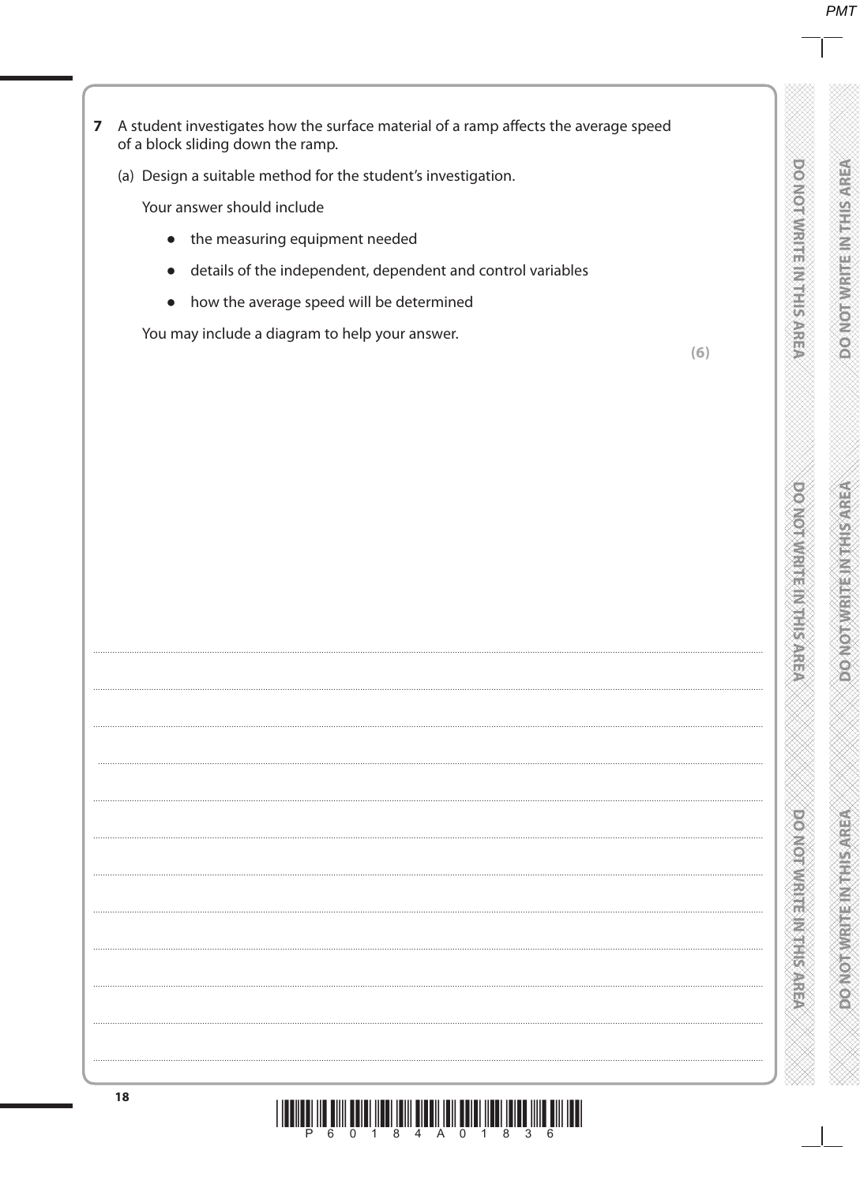**7** A student investigates how the surface material of a ramp affects the average speed of a block sliding down the ramp.

(a) Design a suitable method for the student's investigation.

Your answer should include

- the measuring equipment needed
- details of the independent, dependent and control variables
- how the average speed will be determined

You may include a diagram to help your answer.

**(6)**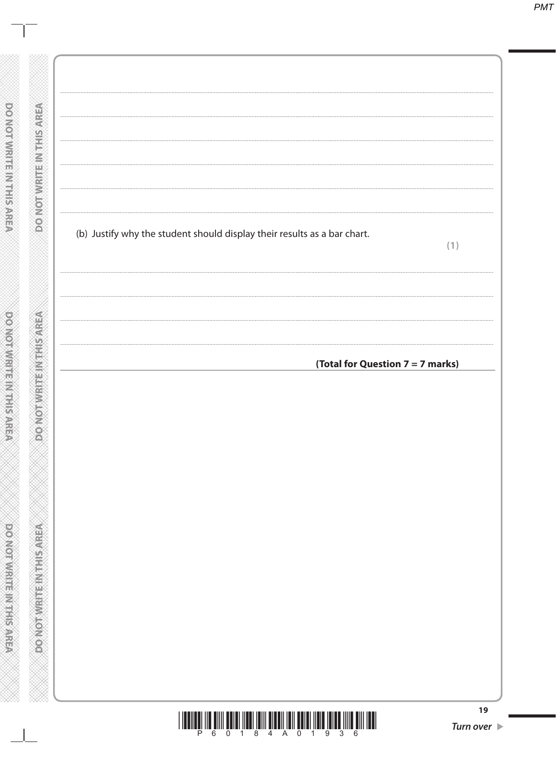(b) Justify why the student should display their results as a bar chart.

**(1)**

**(Total for Question 7 = 7 marks)**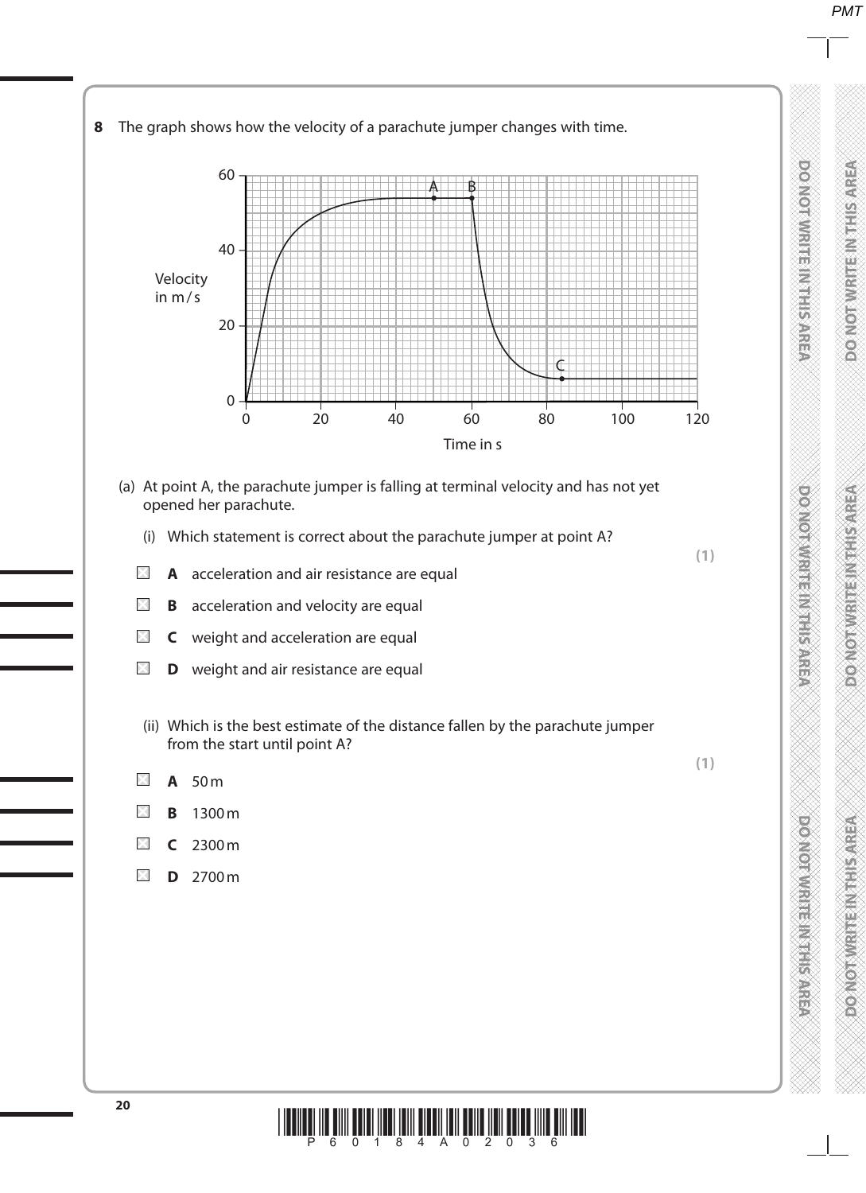**8** The graph shows how the velocity of a parachute jumper changes with time.

(a) At point A, the parachute jumper is falling at terminal velocity and has not yet opened her parachute.

(i) Which statement is correct about the parachute jumper at point A?

**(1)**

- **A** acceleration and air resistance are equal
- **B** acceleration and velocity are equal
- **C** weight and acceleration are equal
- **D** weight and air resistance are equal

(ii) Which is the best estimate of the distance fallen by the parachute jumper from the start until point A?

**(1)**

- **A** 50 m
- **B** 1300 m
- **C** 2300 m
- **D** 2700 m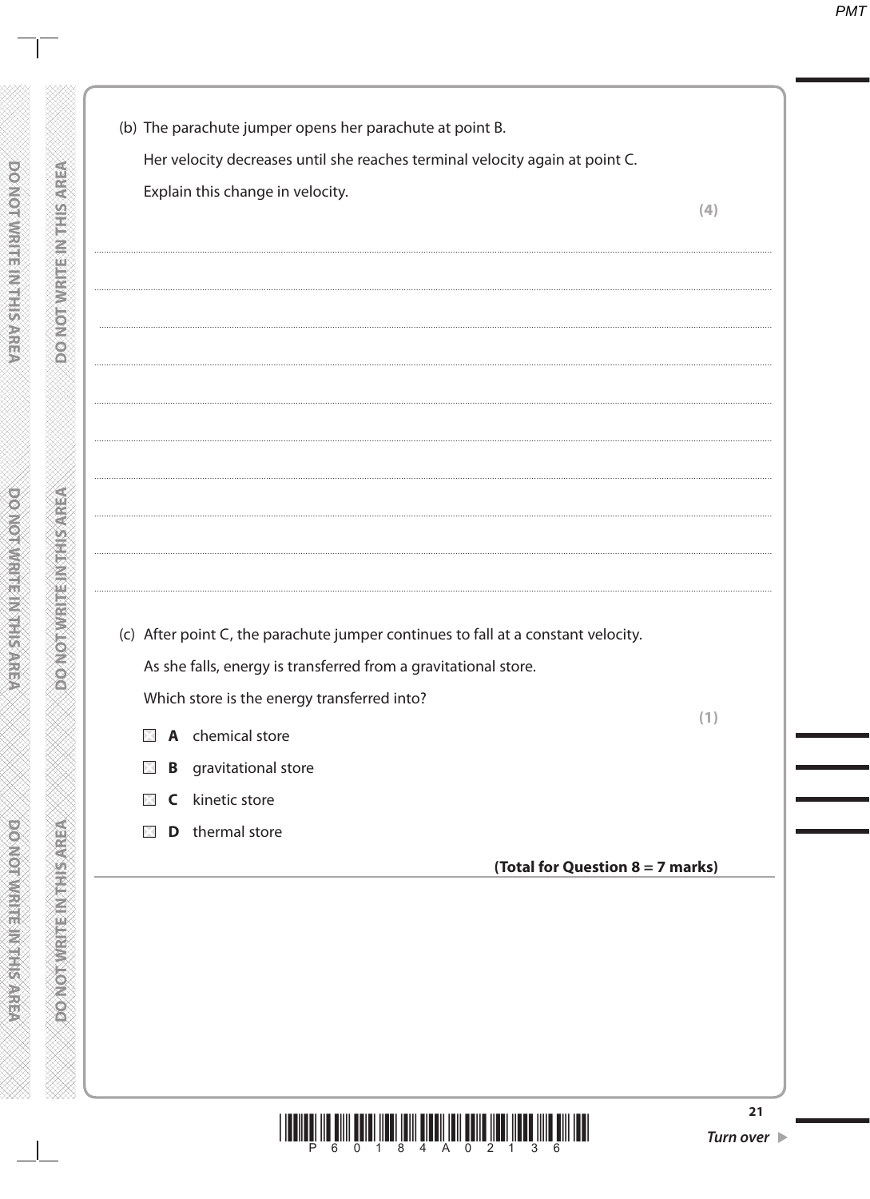(b) The parachute jumper opens her parachute at point B.

Her velocity decreases until she reaches terminal velocity again at point C.

Explain this change in velocity.

**(4)**

.......................................................................................................................................................................................

.......................................................................................................................................................................................

.......................................................................................................................................................................................

.......................................................................................................................................................................................

.......................................................................................................................................................................................

.......................................................................................................................................................................................

.......................................................................................................................................................................................

.......................................................................................................................................................................................

.......................................................................................................................................................................................

(c) After point C, the parachute jumper continues to fall at a constant velocity.

As she falls, energy is transferred from a gravitational store.

Which store is the energy transferred into?

**(1)**

- ☒ **A** chemical store
- ☒ **B** gravitational store
- ☒ **C** kinetic store
- ☒ **D** thermal store

**(Total for Question 8 = 7 marks)**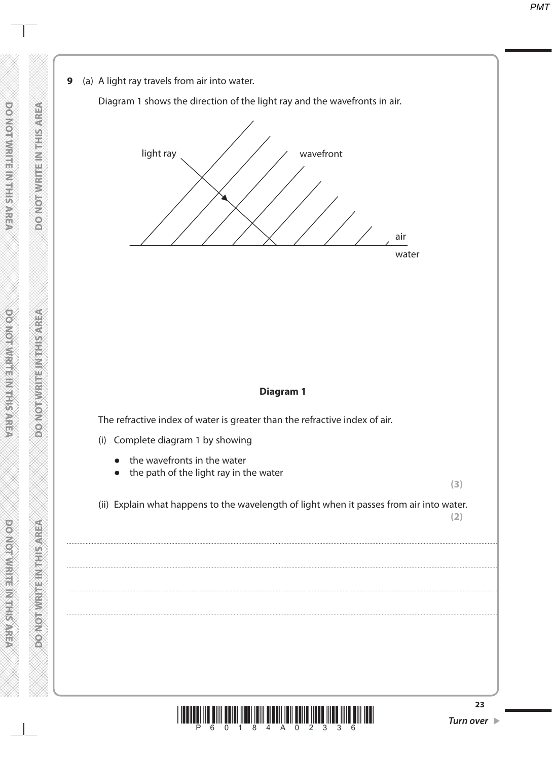**9** (a) A light ray travels from air into water.

Diagram 1 shows the direction of the light ray and the wavefronts in air.

light ray

wavefront

air

water

**Diagram 1**

The refractive index of water is greater than the refractive index of air.

(i) Complete diagram 1 by showing

- the wavefronts in the water
- the path of the light ray in the water

**(3)**

(ii) Explain what happens to the wavelength of light when it passes from air into water.

**(2)**

..........................................................................................................................................................................

..........................................................................................................................................................................

..........................................................................................................................................................................

..........................................................................................................................................................................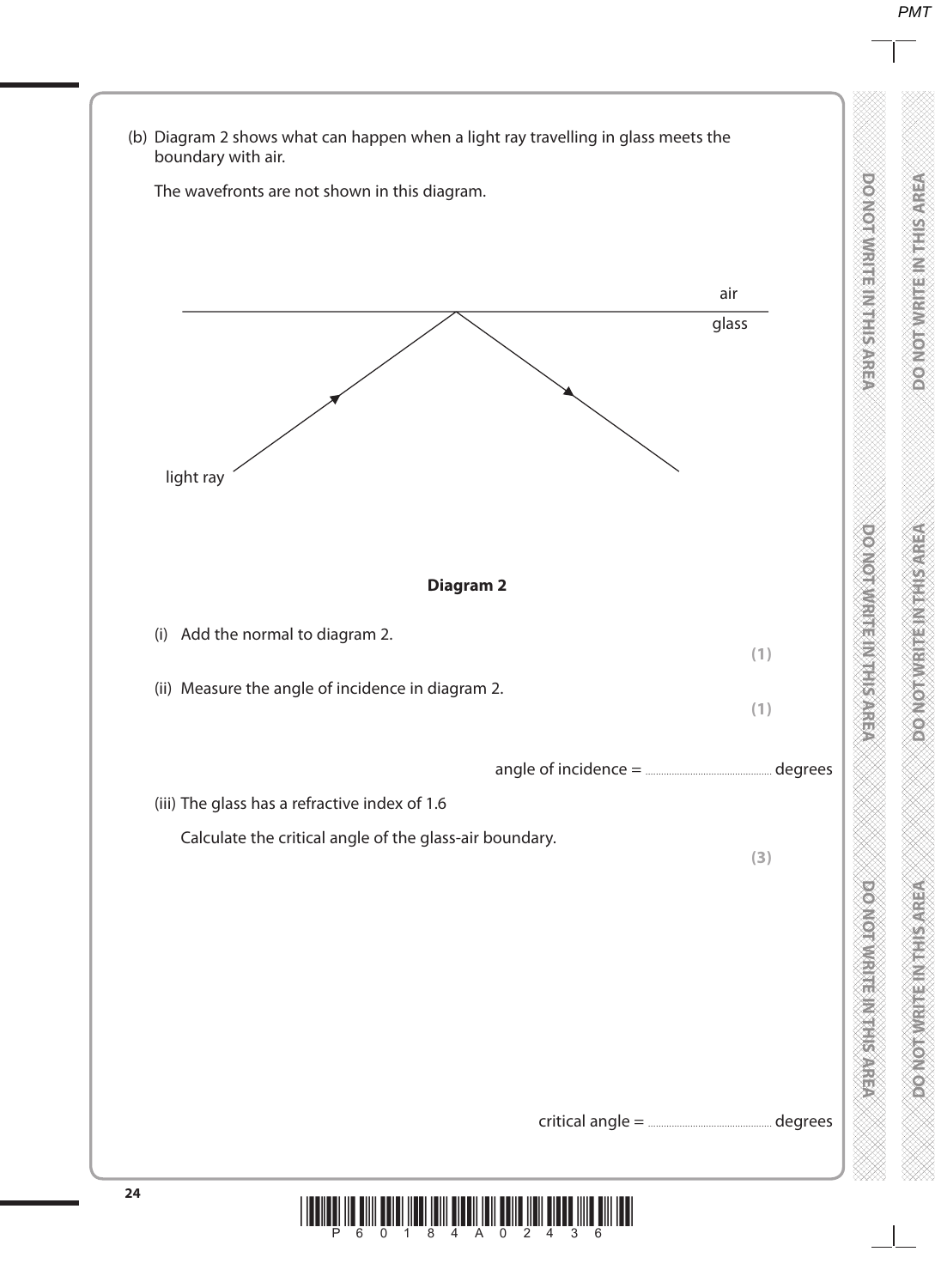(b) Diagram 2 shows what can happen when a light ray travelling in glass meets the boundary with air.

The wavefronts are not shown in this diagram.

air

glass

light ray

**Diagram 2**

(i) Add the normal to diagram 2.

**(1)**

(ii) Measure the angle of incidence in diagram 2.

**(1)**

angle of incidence = .............................................. degrees

(iii) The glass has a refractive index of 1.6

Calculate the critical angle of the glass-air boundary.

**(3)**

critical angle = .............................................. degrees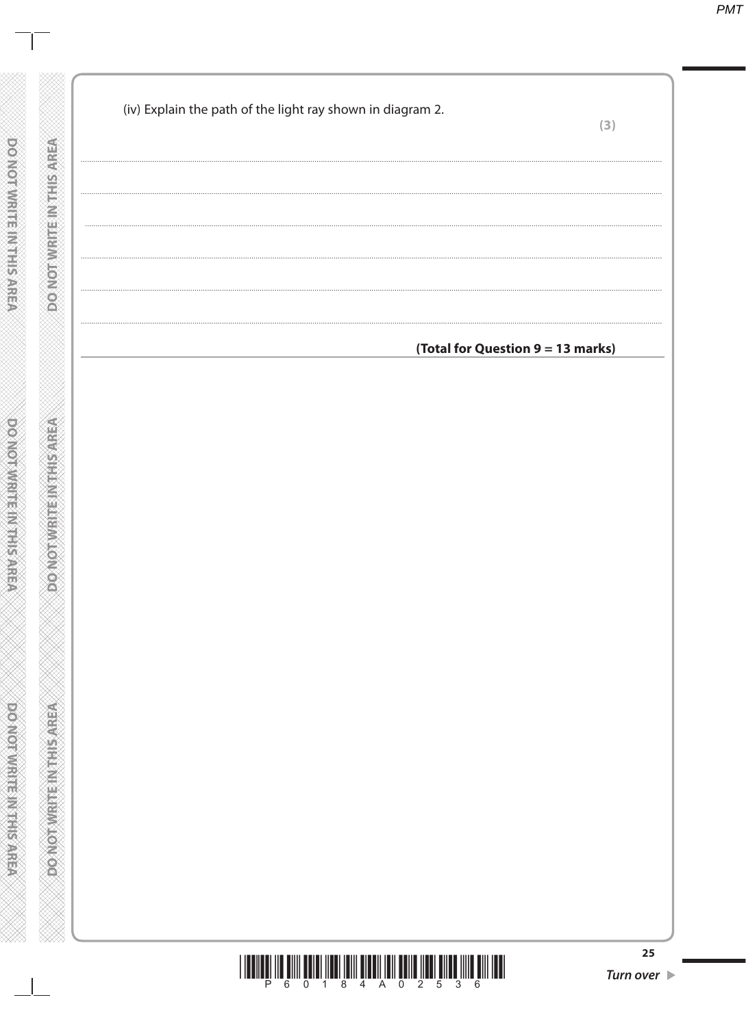(iv) Explain the path of the light ray shown in diagram 2.

**(3)**

.......................................................................................................................................................................................

.......................................................................................................................................................................................

.......................................................................................................................................................................................

.......................................................................................................................................................................................

.......................................................................................................................................................................................

.......................................................................................................................................................................................

**(Total for Question 9 = 13 marks)**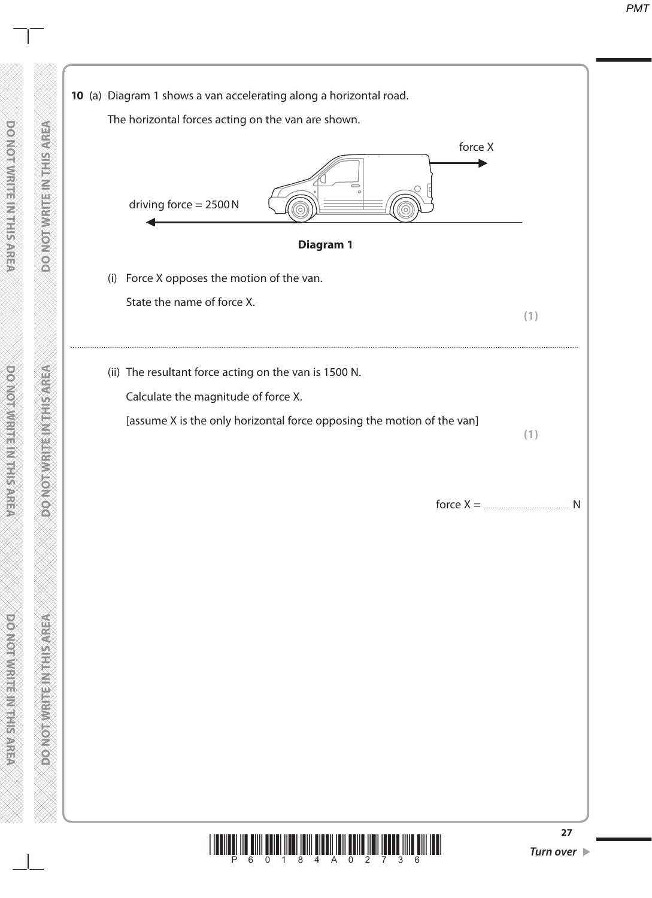**10** (a) Diagram 1 shows a van accelerating along a horizontal road.

The horizontal forces acting on the van are shown.

force X

driving force = 2500 N

**Diagram 1**

(i) Force X opposes the motion of the van.

State the name of force X.

**(1)**

..............................................................................................................................................

(ii) The resultant force acting on the van is 1500 N.

Calculate the magnitude of force X.

[assume X is the only horizontal force opposing the motion of the van]

**(1)**

force X = .............................................. N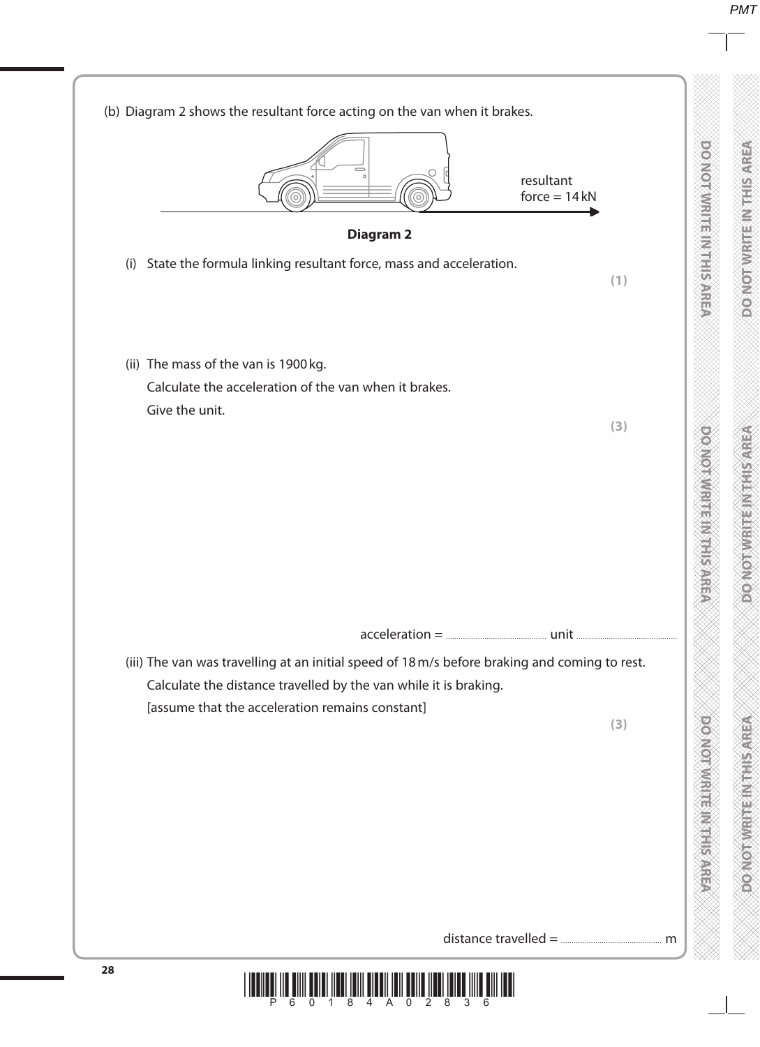(b) Diagram 2 shows the resultant force acting on the van when it brakes.

resultant force = 14 kN

**Diagram 2**

(i) State the formula linking resultant force, mass and acceleration.

**(1)**

(ii) The mass of the van is 1900 kg.

Calculate the acceleration of the van when it brakes.

Give the unit.

**(3)**

acceleration = .................................... unit ....................................

(iii) The van was travelling at an initial speed of 18 m/s before braking and coming to rest.

Calculate the distance travelled by the van while it is braking.

[assume that the acceleration remains constant]

**(3)**

distance travelled = .................................... m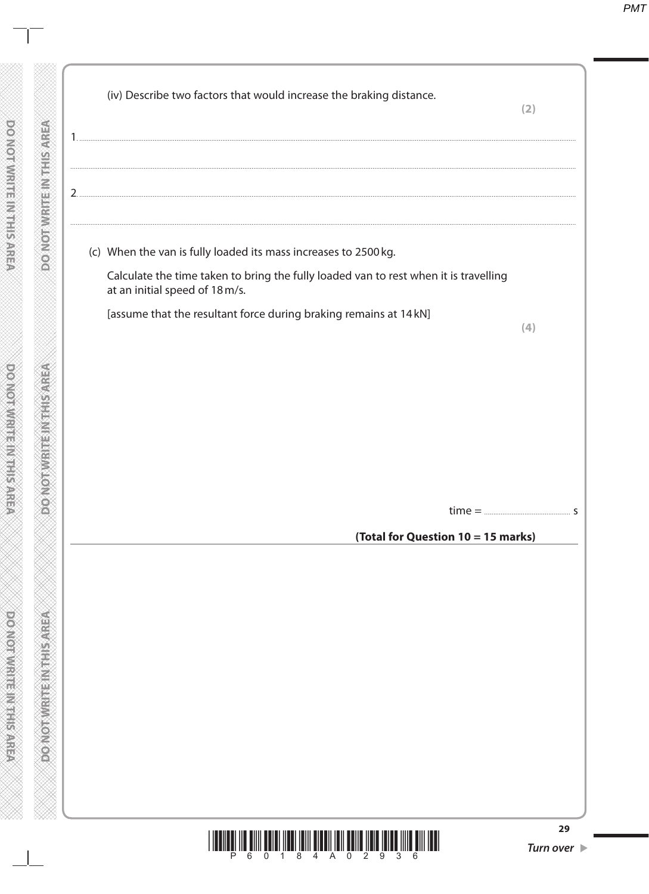(iv) Describe two factors that would increase the braking distance.

**(2)**

1. ....................................................................................................................................................

....................................................................................................................................................

2. ....................................................................................................................................................

....................................................................................................................................................

(c) When the van is fully loaded its mass increases to 2500 kg.

Calculate the time taken to bring the fully loaded van to rest when it is travelling at an initial speed of 18 m/s.

[assume that the resultant force during braking remains at 14 kN]

**(4)**

time = .............................................. s

**(Total for Question 10 = 15 marks)**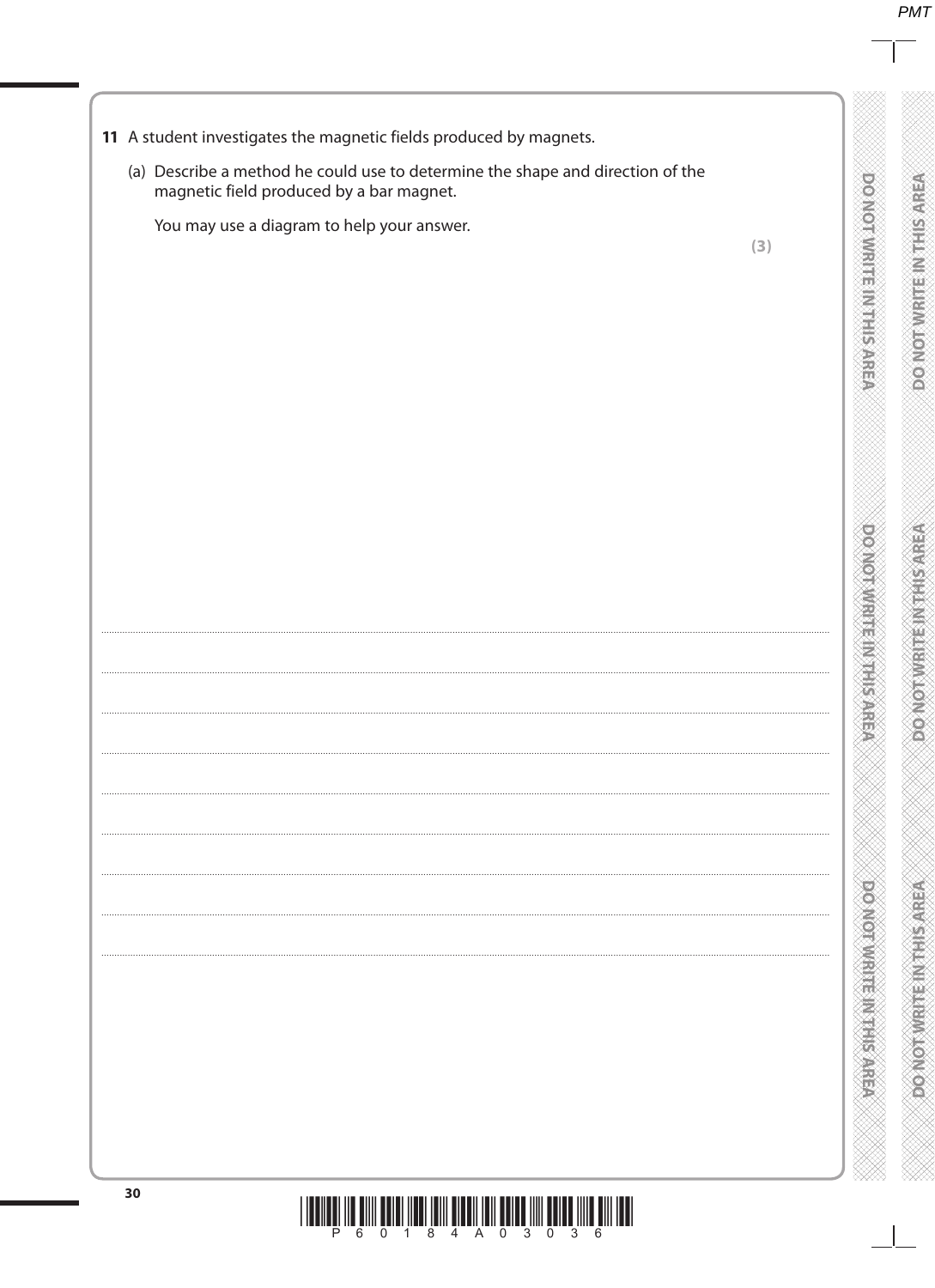**11** A student investigates the magnetic fields produced by magnets.

(a) Describe a method he could use to determine the shape and direction of the magnetic field produced by a bar magnet.

You may use a diagram to help your answer.

**(3)**

........................................................................................................................................................................................................

........................................................................................................................................................................................................

........................................................................................................................................................................................................

........................................................................................................................................................................................................

........................................................................................................................................................................................................

........................................................................................................................................................................................................

........................................................................................................................................................................................................

........................................................................................................................................................................................................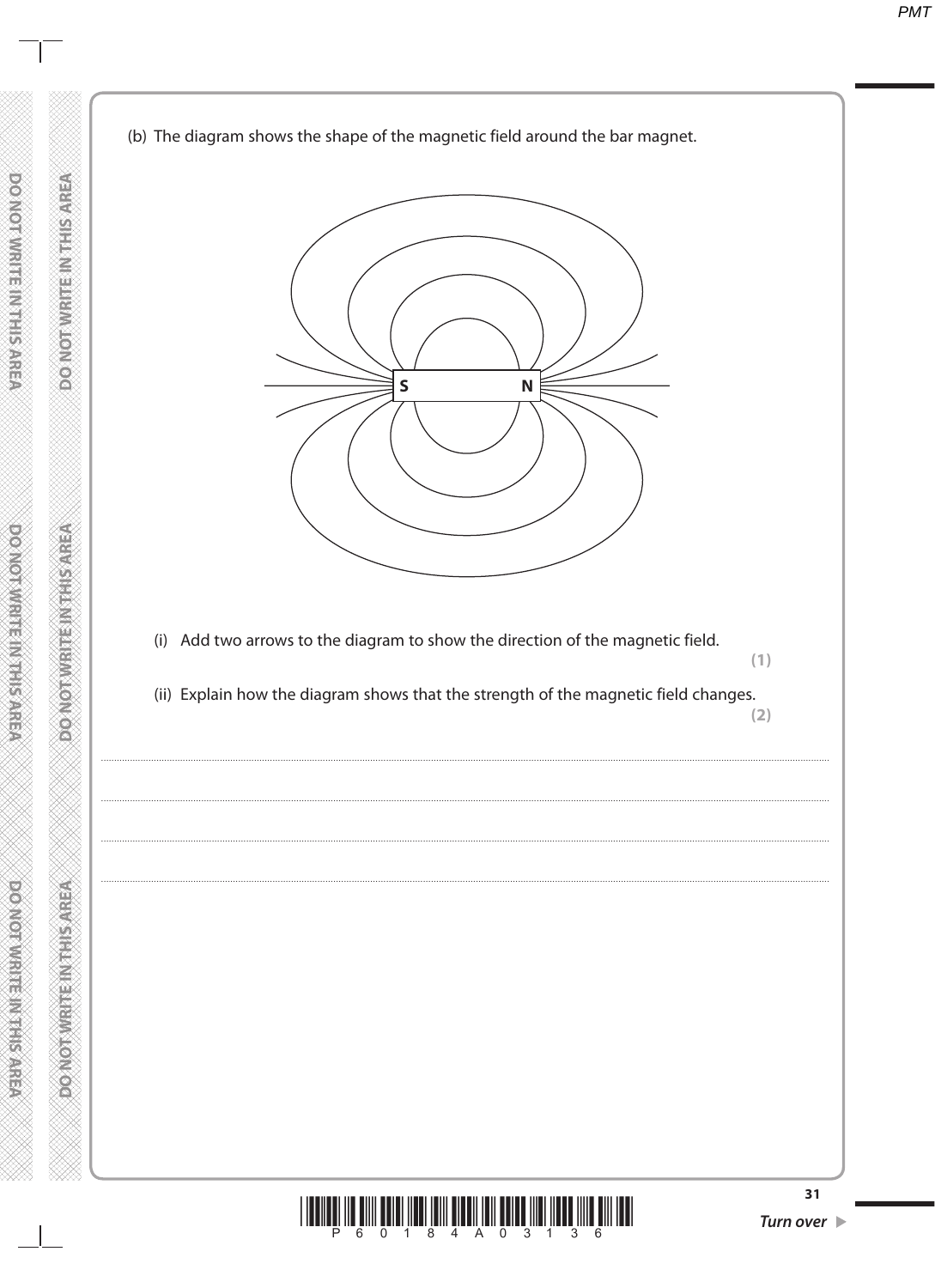(b) The diagram shows the shape of the magnetic field around the bar magnet.

(i) Add two arrows to the diagram to show the direction of the magnetic field.

**(1)**

(ii) Explain how the diagram shows that the strength of the magnetic field changes.

**(2)**

.......................................................................................................................................................................................................................

.......................................................................................................................................................................................................................

.......................................................................................................................................................................................................................

.......................................................................................................................................................................................................................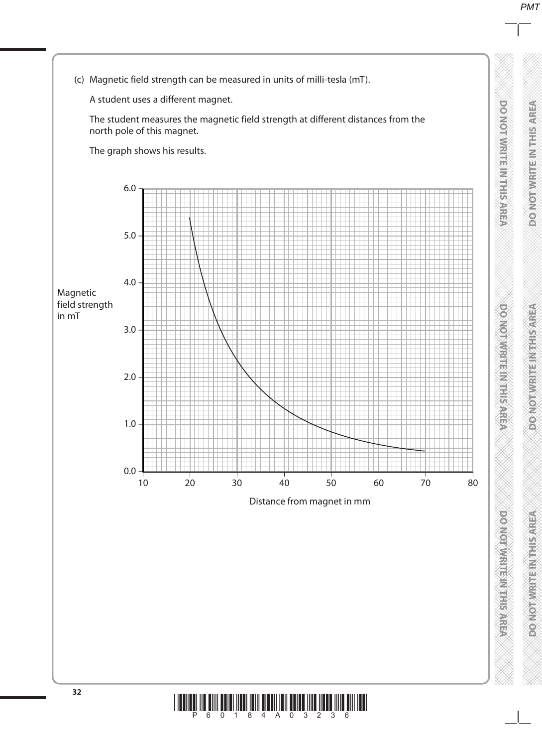(c) Magnetic field strength can be measured in units of milli-tesla (mT).

A student uses a different magnet.

The student measures the magnetic field strength at different distances from the north pole of this magnet.

The graph shows his results.

Magnetic field strength in mT

6.0
5.0
4.0
3.0
2.0
1.0
0.0

10 20 30 40 50 60 70 80

Distance from magnet in mm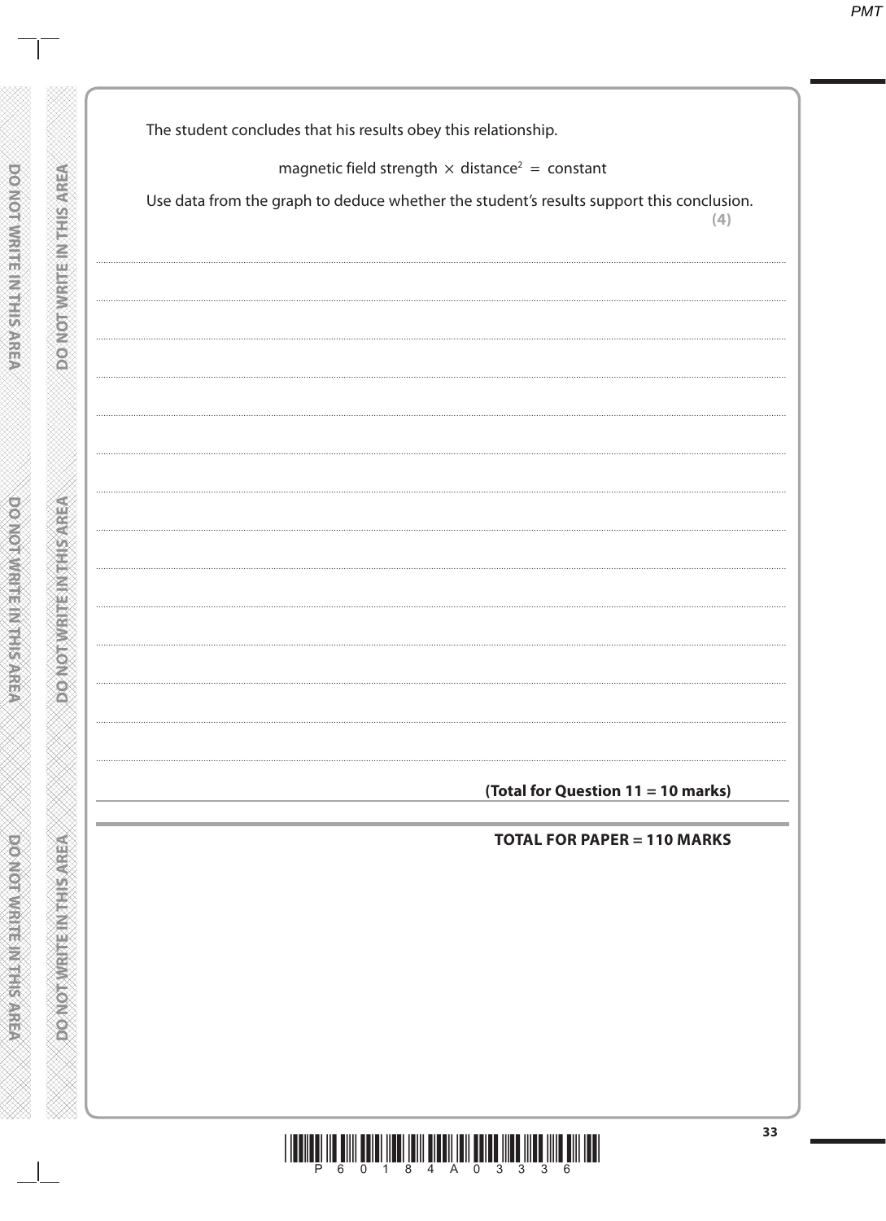The student concludes that his results obey this relationship.

$$\text{magnetic field strength} \times \text{distance}^2 = \text{constant}$$

Use data from the graph to deduce whether the student's results support this conclusion.

**(4)**

**(Total for Question 11 = 10 marks)**

**TOTAL FOR PAPER = 110 MARKS**